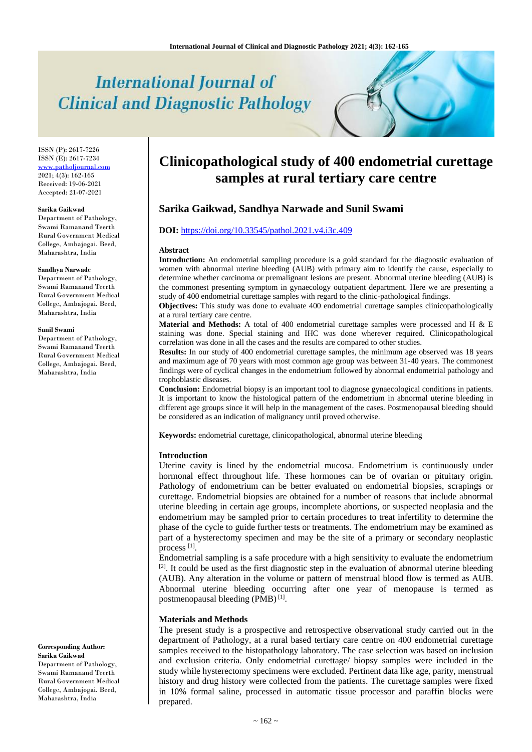# Clinicopathological study of 400 endometrial curettage samples at rural tertiary care centre

## Sarika Gaikwad, Sandhya Narwade and Sunil Swami

ISSN (P): 2617-7226
ISSN (E): 2617-7234
www.patholjournal.com
2021; 4(3): 162-165
Received: 19-06-2021
Accepted: 21-07-2021

**Sarika Gaikwad**
Department of Pathology, Swami Ramanand Teerth Rural Government Medical College, Ambajogai. Beed, Maharashtra, India

**Sandhya Narwade**
Department of Pathology, Swami Ramanand Teerth Rural Government Medical College, Ambajogai. Beed, Maharashtra, India

**Sunil Swami**
Department of Pathology, Swami Ramanand Teerth Rural Government Medical College, Ambajogai. Beed, Maharashtra, India

**Corresponding Author:**
**Sarika Gaikwad**
Department of Pathology, Swami Ramanand Teerth Rural Government Medical College, Ambajogai. Beed, Maharashtra, India

**DOI:** https://doi.org/10.33545/pathol.2021.v4.i3c.409

### Abstract

**Introduction:** An endometrial sampling procedure is a gold standard for the diagnostic evaluation of women with abnormal uterine bleeding (AUB) with primary aim to identify the cause, especially to determine whether carcinoma or premalignant lesions are present. Abnormal uterine bleeding (AUB) is the commonest presenting symptom in gynaecology outpatient department. Here we are presenting a study of 400 endometrial curettage samples with regard to the clinic-pathological findings.

**Objectives:** This study was done to evaluate 400 endometrial curettage samples clinicopathologically at a rural tertiary care centre.

**Material and Methods:** A total of 400 endometrial curettage samples were processed and H & E staining was done. Special staining and IHC was done wherever required. Clinicopathological correlation was done in all the cases and the results are compared to other studies.

**Results:** In our study of 400 endometrial curettage samples, the minimum age observed was 18 years and maximum age of 70 years with most common age group was between 31-40 years. The commonest findings were of cyclical changes in the endometrium followed by abnormal endometrial pathology and trophoblastic diseases.

**Conclusion:** Endometrial biopsy is an important tool to diagnose gynaecological conditions in patients. It is important to know the histological pattern of the endometrium in abnormal uterine bleeding in different age groups since it will help in the management of the cases. Postmenopausal bleeding should be considered as an indication of malignancy until proved otherwise.

**Keywords:** endometrial curettage, clinicopathological, abnormal uterine bleeding

### Introduction

Uterine cavity is lined by the endometrial mucosa. Endometrium is continuously under hormonal effect throughout life. These hormones can be of ovarian or pituitary origin. Pathology of endometrium can be better evaluated on endometrial biopsies, scrapings or curettage. Endometrial biopsies are obtained for a number of reasons that include abnormal uterine bleeding in certain age groups, incomplete abortions, or suspected neoplasia and the endometrium may be sampled prior to certain procedures to treat infertility to determine the phase of the cycle to guide further tests or treatments. The endometrium may be examined as part of a hysterectomy specimen and may be the site of a primary or secondary neoplastic process [1].

Endometrial sampling is a safe procedure with a high sensitivity to evaluate the endometrium [2]. It could be used as the first diagnostic step in the evaluation of abnormal uterine bleeding (AUB). Any alteration in the volume or pattern of menstrual blood flow is termed as AUB. Abnormal uterine bleeding occurring after one year of menopause is termed as postmenopausal bleeding (PMB) [1].

### Materials and Methods

The present study is a prospective and retrospective observational study carried out in the department of Pathology, at a rural based tertiary care centre on 400 endometrial curettage samples received to the histopathology laboratory. The case selection was based on inclusion and exclusion criteria. Only endometrial curettage/ biopsy samples were included in the study while hysterectomy specimens were excluded. Pertinent data like age, parity, menstrual history and drug history were collected from the patients. The curettage samples were fixed in 10% formal saline, processed in automatic tissue processor and paraffin blocks were prepared.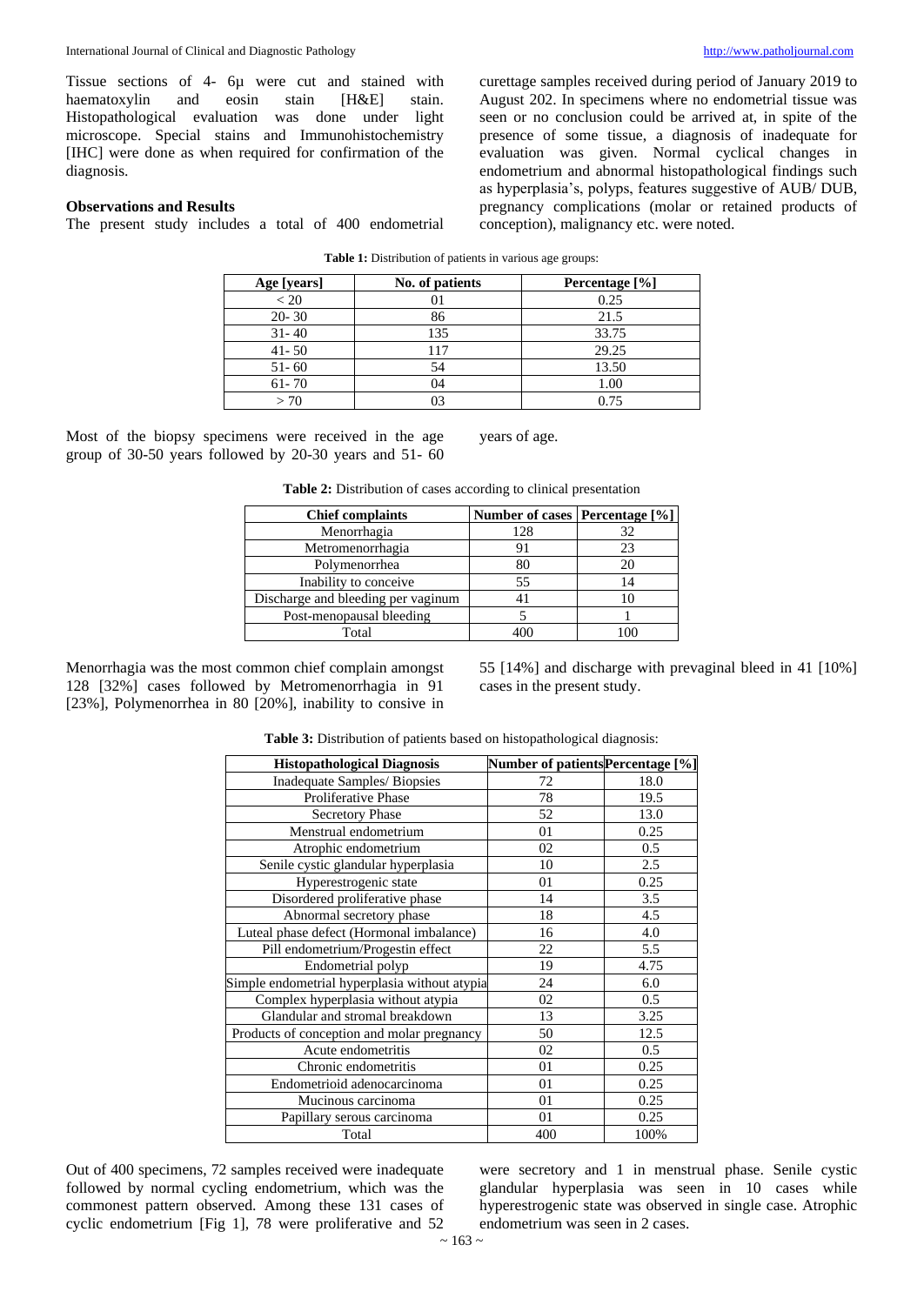Tissue sections of 4- 6µ were cut and stained with haematoxylin and eosin stain [H&E] stain. Histopathological evaluation was done under light microscope. Special stains and Immunohistochemistry [IHC] were done as when required for confirmation of the diagnosis.

### Observations and Results

The present study includes a total of 400 endometrial curettage samples received during period of January 2019 to August 202. In specimens where no endometrial tissue was seen or no conclusion could be arrived at, in spite of the presence of some tissue, a diagnosis of inadequate for evaluation was given. Normal cyclical changes in endometrium and abnormal histopathological findings such as hyperplasia's, polyps, features suggestive of AUB/ DUB, pregnancy complications (molar or retained products of conception), malignancy etc. were noted.

**Table 1:** Distribution of patients in various age groups:

| Age [years] | No. of patients | Percentage [%] |
|---|---|---|
| < 20 | 01 | 0.25 |
| 20- 30 | 86 | 21.5 |
| 31- 40 | 135 | 33.75 |
| 41- 50 | 117 | 29.25 |
| 51- 60 | 54 | 13.50 |
| 61- 70 | 04 | 1.00 |
| > 70 | 03 | 0.75 |

Most of the biopsy specimens were received in the age group of 30-50 years followed by 20-30 years and 51- 60 years of age.

**Table 2:** Distribution of cases according to clinical presentation

| Chief complaints | Number of cases | Percentage [%] |
|---|---|---|
| Menorrhagia | 128 | 32 |
| Metromenorrhagia | 91 | 23 |
| Polymenorrhea | 80 | 20 |
| Inability to conceive | 55 | 14 |
| Discharge and bleeding per vaginum | 41 | 10 |
| Post-menopausal bleeding | 5 | 1 |
| Total | 400 | 100 |

Menorrhagia was the most common chief complain amongst 128 [32%] cases followed by Metromenorrhagia in 91 [23%], Polymenorrhea in 80 [20%], inability to consive in 55 [14%] and discharge with prevaginal bleed in 41 [10%] cases in the present study.

**Table 3:** Distribution of patients based on histopathological diagnosis:

| Histopathological Diagnosis | Number of patients | Percentage [%] |
|---|---|---|
| Inadequate Samples/ Biopsies | 72 | 18.0 |
| Proliferative Phase | 78 | 19.5 |
| Secretory Phase | 52 | 13.0 |
| Menstrual endometrium | 01 | 0.25 |
| Atrophic endometrium | 02 | 0.5 |
| Senile cystic glandular hyperplasia | 10 | 2.5 |
| Hyperestrogenic state | 01 | 0.25 |
| Disordered proliferative phase | 14 | 3.5 |
| Abnormal secretory phase | 18 | 4.5 |
| Luteal phase defect (Hormonal imbalance) | 16 | 4.0 |
| Pill endometrium/Progestin effect | 22 | 5.5 |
| Endometrial polyp | 19 | 4.75 |
| Simple endometrial hyperplasia without atypia | 24 | 6.0 |
| Complex hyperplasia without atypia | 02 | 0.5 |
| Glandular and stromal breakdown | 13 | 3.25 |
| Products of conception and molar pregnancy | 50 | 12.5 |
| Acute endometritis | 02 | 0.5 |
| Chronic endometritis | 01 | 0.25 |
| Endometrioid adenocarcinoma | 01 | 0.25 |
| Mucinous carcinoma | 01 | 0.25 |
| Papillary serous carcinoma | 01 | 0.25 |
| Total | 400 | 100% |

Out of 400 specimens, 72 samples received were inadequate followed by normal cycling endometrium, which was the commonest pattern observed. Among these 131 cases of cyclic endometrium [Fig 1], 78 were proliferative and 52 were secretory and 1 in menstrual phase. Senile cystic glandular hyperplasia was seen in 10 cases while hyperestrogenic state was observed in single case. Atrophic endometrium was seen in 2 cases.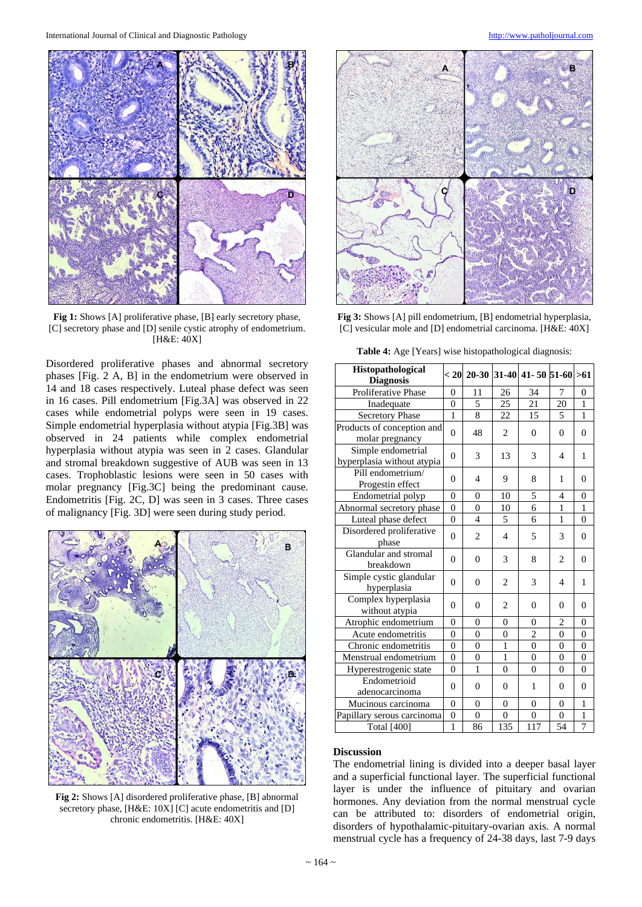Fig 1: Shows [A] proliferative phase, [B] early secretory phase, [C] secretory phase and [D] senile cystic atrophy of endometrium. [H&E: 40X]

Disordered proliferative phases and abnormal secretory phases [Fig. 2 A, B] in the endometrium were observed in 14 and 18 cases respectively. Luteal phase defect was seen in 16 cases. Pill endometrium [Fig.3A] was observed in 22 cases while endometrial polyps were seen in 19 cases. Simple endometrial hyperplasia without atypia [Fig.3B] was observed in 24 patients while complex endometrial hyperplasia without atypia was seen in 2 cases. Glandular and stromal breakdown suggestive of AUB was seen in 13 cases. Trophoblastic lesions were seen in 50 cases with molar pregnancy [Fig.3C] being the predominant cause. Endometritis [Fig. 2C, D] was seen in 3 cases. Three cases of malignancy [Fig. 3D] were seen during study period.

Fig 2: Shows [A] disordered proliferative phase, [B] abnormal secretory phase, [H&E: 10X] [C] acute endometritis and [D] chronic endometritis. [H&E: 40X]

Fig 3: Shows [A] pill endometrium, [B] endometrial hyperplasia, [C] vesicular mole and [D] endometrial carcinoma. [H&E: 40X]

**Table 4:** Age [Years] wise histopathological diagnosis:

| Histopathological Diagnosis | < 20 | 20-30 | 31-40 | 41- 50 | 51-60 | >61 |
|---|---|---|---|---|---|---|
| Proliferative Phase | 0 | 11 | 26 | 34 | 7 | 0 |
| Inadequate | 0 | 5 | 25 | 21 | 20 | 1 |
| Secretory Phase | 1 | 8 | 22 | 15 | 5 | 1 |
| Products of conception and molar pregnancy | 0 | 48 | 2 | 0 | 0 | 0 |
| Simple endometrial hyperplasia without atypia | 0 | 3 | 13 | 3 | 4 | 1 |
| Pill endometrium/ Progestin effect | 0 | 4 | 9 | 8 | 1 | 0 |
| Endometrial polyp | 0 | 0 | 10 | 5 | 4 | 0 |
| Abnormal secretory phase | 0 | 0 | 10 | 6 | 1 | 1 |
| Luteal phase defect | 0 | 4 | 5 | 6 | 1 | 0 |
| Disordered proliferative phase | 0 | 2 | 4 | 5 | 3 | 0 |
| Glandular and stromal breakdown | 0 | 0 | 3 | 8 | 2 | 0 |
| Simple cystic glandular hyperplasia | 0 | 0 | 2 | 3 | 4 | 1 |
| Complex hyperplasia without atypia | 0 | 0 | 2 | 0 | 0 | 0 |
| Atrophic endometrium | 0 | 0 | 0 | 0 | 2 | 0 |
| Acute endometritis | 0 | 0 | 0 | 2 | 0 | 0 |
| Chronic endometritis | 0 | 0 | 1 | 0 | 0 | 0 |
| Menstrual endometrium | 0 | 0 | 1 | 0 | 0 | 0 |
| Hyperestrogenic state | 0 | 1 | 0 | 0 | 0 | 0 |
| Endometrioid adenocarcinoma | 0 | 0 | 0 | 1 | 0 | 0 |
| Mucinous carcinoma | 0 | 0 | 0 | 0 | 0 | 1 |
| Papillary serous carcinoma | 0 | 0 | 0 | 0 | 0 | 1 |
| Total [400] | 1 | 86 | 135 | 117 | 54 | 7 |

## Discussion

The endometrial lining is divided into a deeper basal layer and a superficial functional layer. The superficial functional layer is under the influence of pituitary and ovarian hormones. Any deviation from the normal menstrual cycle can be attributed to: disorders of endometrial origin, disorders of hypothalamic-pituitary-ovarian axis. A normal menstrual cycle has a frequency of 24-38 days, last 7-9 days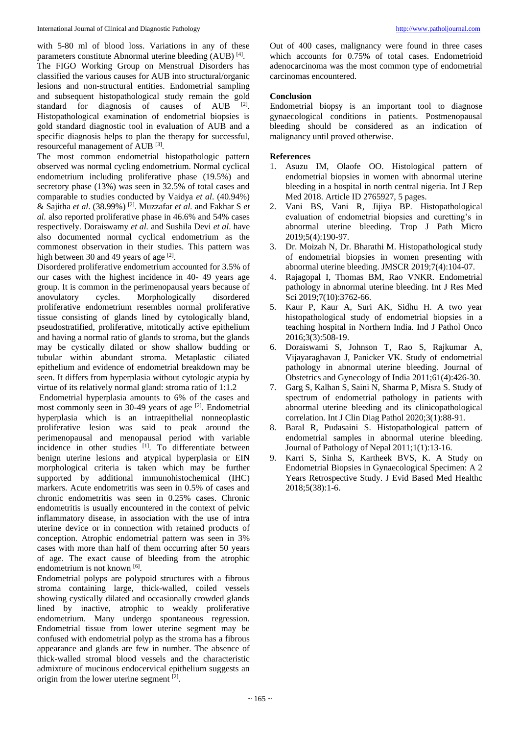with 5-80 ml of blood loss. Variations in any of these parameters constitute Abnormal uterine bleeding (AUB) [4].

The FIGO Working Group on Menstrual Disorders has classified the various causes for AUB into structural/organic lesions and non-structural entities. Endometrial sampling and subsequent histopathological study remain the gold standard for diagnosis of causes of AUB [2]. Histopathological examination of endometrial biopsies is gold standard diagnostic tool in evaluation of AUB and a specific diagnosis helps to plan the therapy for successful, resourceful management of AUB [3].

The most common endometrial histopathologic pattern observed was normal cycling endometrium. Normal cyclical endometrium including proliferative phase (19.5%) and secretory phase (13%) was seen in 32.5% of total cases and comparable to studies conducted by Vaidya *et al*. (40.94%) & Sajitha *et al*. (38.99%) [2]. Muzzafar *et al.* and Fakhar S *et al.* also reported proliferative phase in 46.6% and 54% cases respectively. Doraiswamy *et al.* and Sushila Devi *et al*. have also documented normal cyclical endometrium as the commonest observation in their studies. This pattern was high between 30 and 49 years of age [2].

Disordered proliferative endometrium accounted for 3.5% of our cases with the highest incidence in 40- 49 years age group. It is common in the perimenopausal years because of anovulatory cycles. Morphologically disordered proliferative endometrium resembles normal proliferative tissue consisting of glands lined by cytologically bland, pseudostratified, proliferative, mitotically active epithelium and having a normal ratio of glands to stroma, but the glands may be cystically dilated or show shallow budding or tubular within abundant stroma. Metaplastic ciliated epithelium and evidence of endometrial breakdown may be seen. It differs from hyperplasia without cytologic atypia by virtue of its relatively normal gland: stroma ratio of 1:1.2

Endometrial hyperplasia amounts to 6% of the cases and most commonly seen in 30-49 years of age [2]. Endometrial hyperplasia which is an intraepithelial nonneoplastic proliferative lesion was said to peak around the perimenopausal and menopausal period with variable incidence in other studies [1]. To differentiate between benign uterine lesions and atypical hyperplasia or EIN morphological criteria is taken which may be further supported by additional immunohistochemical (IHC) markers. Acute endometritis was seen in 0.5% of cases and chronic endometritis was seen in 0.25% cases. Chronic endometritis is usually encountered in the context of pelvic inflammatory disease, in association with the use of intra uterine device or in connection with retained products of conception. Atrophic endometrial pattern was seen in 3% cases with more than half of them occurring after 50 years of age. The exact cause of bleeding from the atrophic endometrium is not known [6].

Endometrial polyps are polypoid structures with a fibrous stroma containing large, thick-walled, coiled vessels showing cystically dilated and occasionally crowded glands lined by inactive, atrophic to weakly proliferative endometrium. Many undergo spontaneous regression. Endometrial tissue from lower uterine segment may be confused with endometrial polyp as the stroma has a fibrous appearance and glands are few in number. The absence of thick-walled stromal blood vessels and the characteristic admixture of mucinous endocervical epithelium suggests an origin from the lower uterine segment [2].

Out of 400 cases, malignancy were found in three cases which accounts for 0.75% of total cases. Endometrioid adenocarcinoma was the most common type of endometrial carcinomas encountered.

## Conclusion

Endometrial biopsy is an important tool to diagnose gynaecological conditions in patients. Postmenopausal bleeding should be considered as an indication of malignancy until proved otherwise.

## References

1. Asuzu IM, Olaofe OO. Histological pattern of endometrial biopsies in women with abnormal uterine bleeding in a hospital in north central nigeria. Int J Rep Med 2018. Article ID 2765927, 5 pages.
2. Vani BS, Vani R, Jijiya BP. Histopathological evaluation of endometrial biopsies and curetting's in abnormal uterine bleeding. Trop J Path Micro 2019;5(4):190-97.
3. Dr. Moizah N, Dr. Bharathi M. Histopathological study of endometrial biopsies in women presenting with abnormal uterine bleeding. JMSCR 2019;7(4):104-07.
4. Rajagopal I, Thomas BM, Rao VNKR. Endometrial pathology in abnormal uterine bleeding. Int J Res Med Sci 2019;7(10):3762-66.
5. Kaur P, Kaur A, Suri AK, Sidhu H. A two year histopathological study of endometrial biopsies in a teaching hospital in Northern India. Ind J Pathol Onco 2016;3(3):508-19.
6. Doraiswami S, Johnson T, Rao S, Rajkumar A, Vijayaraghavan J, Panicker VK. Study of endometrial pathology in abnormal uterine bleeding. Journal of Obstetrics and Gynecology of India 2011;61(4):426-30.
7. Garg S, Kalhan S, Saini N, Sharma P, Misra S. Study of spectrum of endometrial pathology in patients with abnormal uterine bleeding and its clinicopathological correlation. Int J Clin Diag Pathol 2020;3(1):88-91.
8. Baral R, Pudasaini S. Histopathological pattern of endometrial samples in abnormal uterine bleeding. Journal of Pathology of Nepal 2011;1(1):13-16.
9. Karri S, Sinha S, Kartheek BVS, K. A Study on Endometrial Biopsies in Gynaecological Specimen: A 2 Years Retrospective Study. J Evid Based Med Healthc 2018;5(38):1-6.